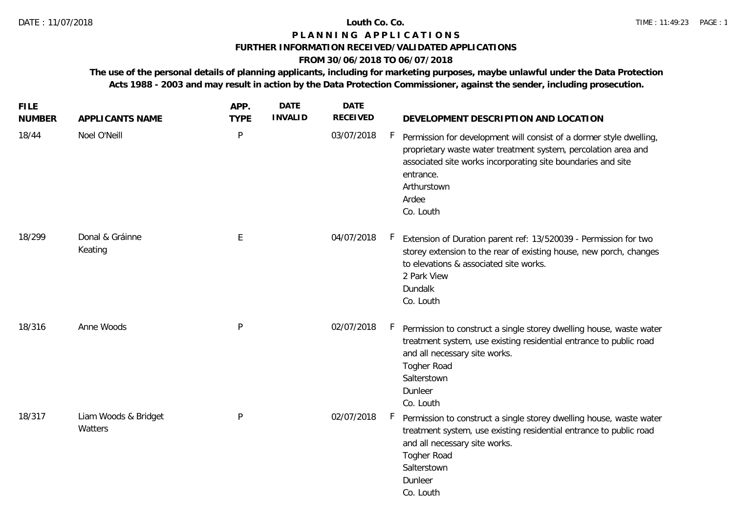DATE : 11/07/2018

**Louth Co. Co.**

TIME : 11:49:23

# PLANNING APPLICATIONS

## FURTHER INFORMATION RECEIVED/VALIDATED APPLICATIONS

### FROM 30/06/2018 TO 06/07/2018

**The use of the personal details of planning applicants, including for marketing purposes, maybe unlawful under the Data Protection Acts 1988 - 2003 and may result in action by the Data Protection Commissioner, against the sender, including prosecution.**

| FILE NUMBER | APPLICANTS NAME | APP. TYPE | DATE INVALID | DATE RECEIVED | | DEVELOPMENT DESCRIPTION AND LOCATION |
|---|---|---|---|---|---|---|
| 18/44 | Noel O'Neill | P | | 03/07/2018 | F | Permission for development will consist of a dormer style dwelling, proprietary waste water treatment system, percolation area and associated site works incorporating site boundaries and site entrance.<br>Arthurstown<br>Ardee<br>Co. Louth |
| 18/299 | Donal & Gráinne Keating | E | | 04/07/2018 | F | Extension of Duration parent ref: 13/520039 - Permission for two storey extension to the rear of existing house, new porch, changes to elevations & associated site works.<br>2 Park View<br>Dundalk<br>Co. Louth |
| 18/316 | Anne Woods | P | | 02/07/2018 | F | Permission to construct a single storey dwelling house, waste water treatment system, use existing residential entrance to public road and all necessary site works.<br>Togher Road<br>Salterstown<br>Dunleer<br>Co. Louth |
| 18/317 | Liam Woods & Bridget Watters | P | | 02/07/2018 | F | Permission to construct a single storey dwelling house, waste water treatment system, use existing residential entrance to public road and all necessary site works.<br>Togher Road<br>Salterstown<br>Dunleer<br>Co. Louth |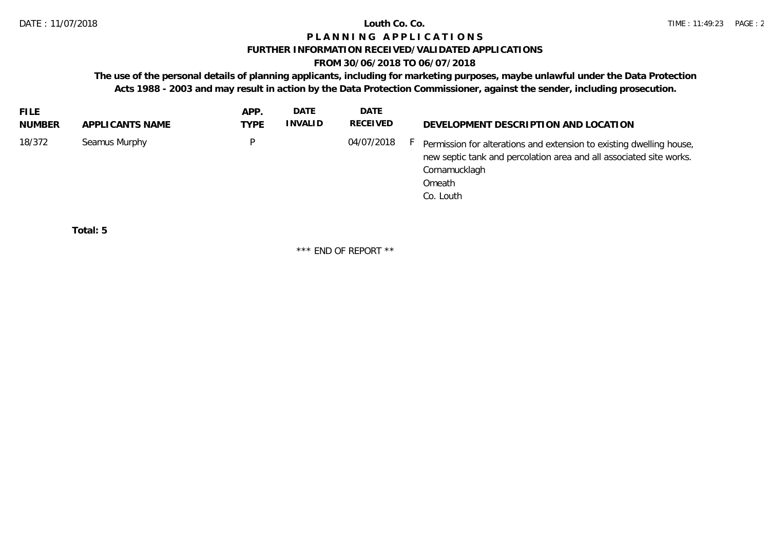**Louth Co. Co.**

**P L A N N I N G   A P P L I C A T I O N S**

**FURTHER INFORMATION RECEIVED/VALIDATED APPLICATIONS**

**FROM 30/06/2018 TO 06/07/2018**

**The use of the personal details of planning applicants, including for marketing purposes, maybe unlawful under the Data Protection Acts 1988 - 2003 and may result in action by the Data Protection Commissioner, against the sender, including prosecution.**

| FILE NUMBER | APPLICANTS NAME | APP. TYPE | DATE INVALID | DATE RECEIVED | | DEVELOPMENT DESCRIPTION AND LOCATION |
|---|---|---|---|---|---|---|
| 18/372 | Seamus Murphy | P | | 04/07/2018 | F | Permission for alterations and extension to existing dwelling house, new septic tank and percolation area and all associated site works. Cornamucklagh Omeath Co. Louth |

**Total: 5**

*** END OF REPORT **